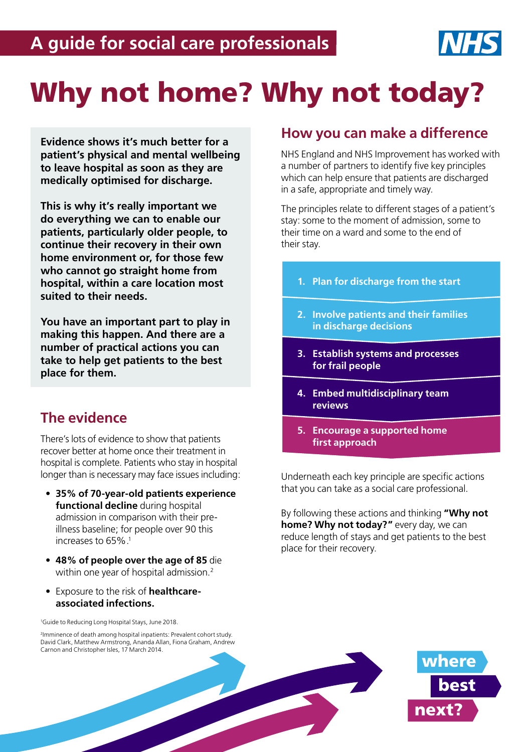A guide for social care professionals

# Why not home? Why not today?

**Evidence shows it's much better for a patient's physical and mental wellbeing to leave hospital as soon as they are medically optimised for discharge.**

**This is why it's really important we do everything we can to enable our patients, particularly older people, to continue their recovery in their own home environment or, for those few who cannot go straight home from hospital, within a care location most suited to their needs.**

**You have an important part to play in making this happen. And there are a number of practical actions you can take to help get patients to the best place for them.**

## The evidence

There's lots of evidence to show that patients recover better at home once their treatment in hospital is complete. Patients who stay in hospital longer than is necessary may face issues including:

- **35% of 70-year-old patients experience functional decline** during hospital admission in comparison with their pre-illness baseline; for people over 90 this increases to 65%.[1]
- **48% of people over the age of 85** die within one year of hospital admission.[2]
- Exposure to the risk of **healthcare-associated infections.**

[1]Guide to Reducing Long Hospital Stays, June 2018.

[2]Imminence of death among hospital inpatients: Prevalent cohort study. David Clark, Matthew Armstrong, Ananda Allan, Fiona Graham, Andrew Carnon and Christopher Isles, 17 March 2014.

## How you can make a difference

NHS England and NHS Improvement has worked with a number of partners to identify five key principles which can help ensure that patients are discharged in a safe, appropriate and timely way.

The principles relate to different stages of a patient's stay: some to the moment of admission, some to their time on a ward and some to the end of their stay.

1. **Plan for discharge from the start**
2. **Involve patients and their families in discharge decisions**
3. **Establish systems and processes for frail people**
4. **Embed multidisciplinary team reviews**
5. **Encourage a supported home first approach**

Underneath each key principle are specific actions that you can take as a social care professional.

By following these actions and thinking **"Why not home? Why not today?"** every day, we can reduce length of stays and get patients to the best place for their recovery.

where best next?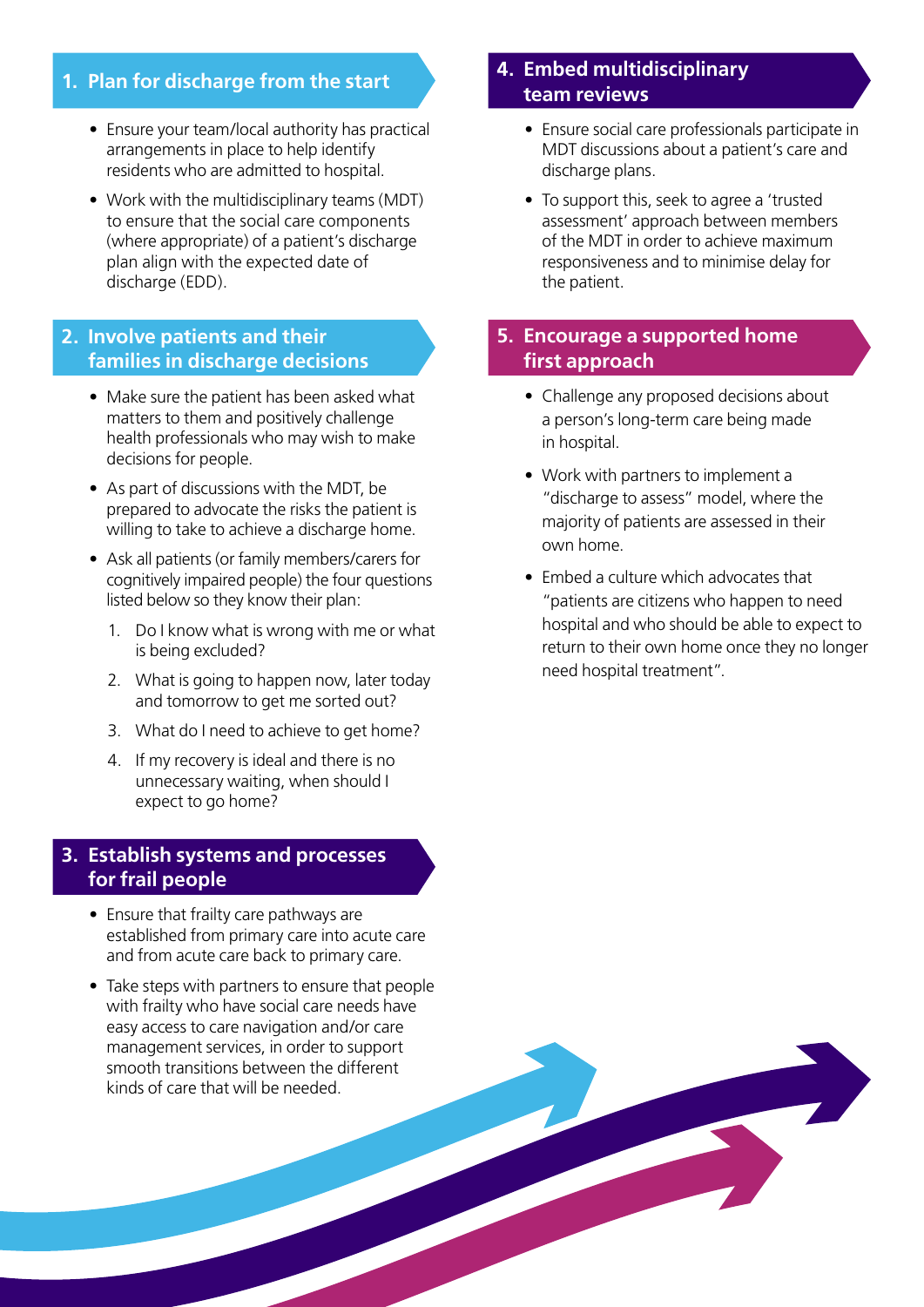## 1. Plan for discharge from the start

- Ensure your team/local authority has practical arrangements in place to help identify residents who are admitted to hospital.
- Work with the multidisciplinary teams (MDT) to ensure that the social care components (where appropriate) of a patient's discharge plan align with the expected date of discharge (EDD).

## 2. Involve patients and their families in discharge decisions

- Make sure the patient has been asked what matters to them and positively challenge health professionals who may wish to make decisions for people.
- As part of discussions with the MDT, be prepared to advocate the risks the patient is willing to take to achieve a discharge home.
- Ask all patients (or family members/carers for cognitively impaired people) the four questions listed below so they know their plan:
  1. Do I know what is wrong with me or what is being excluded?
  2. What is going to happen now, later today and tomorrow to get me sorted out?
  3. What do I need to achieve to get home?
  4. If my recovery is ideal and there is no unnecessary waiting, when should I expect to go home?

## 3. Establish systems and processes for frail people

- Ensure that frailty care pathways are established from primary care into acute care and from acute care back to primary care.
- Take steps with partners to ensure that people with frailty who have social care needs have easy access to care navigation and/or care management services, in order to support smooth transitions between the different kinds of care that will be needed.

## 4. Embed multidisciplinary team reviews

- Ensure social care professionals participate in MDT discussions about a patient's care and discharge plans.
- To support this, seek to agree a 'trusted assessment' approach between members of the MDT in order to achieve maximum responsiveness and to minimise delay for the patient.

## 5. Encourage a supported home first approach

- Challenge any proposed decisions about a person's long-term care being made in hospital.
- Work with partners to implement a "discharge to assess" model, where the majority of patients are assessed in their own home.
- Embed a culture which advocates that "patients are citizens who happen to need hospital and who should be able to expect to return to their own home once they no longer need hospital treatment".